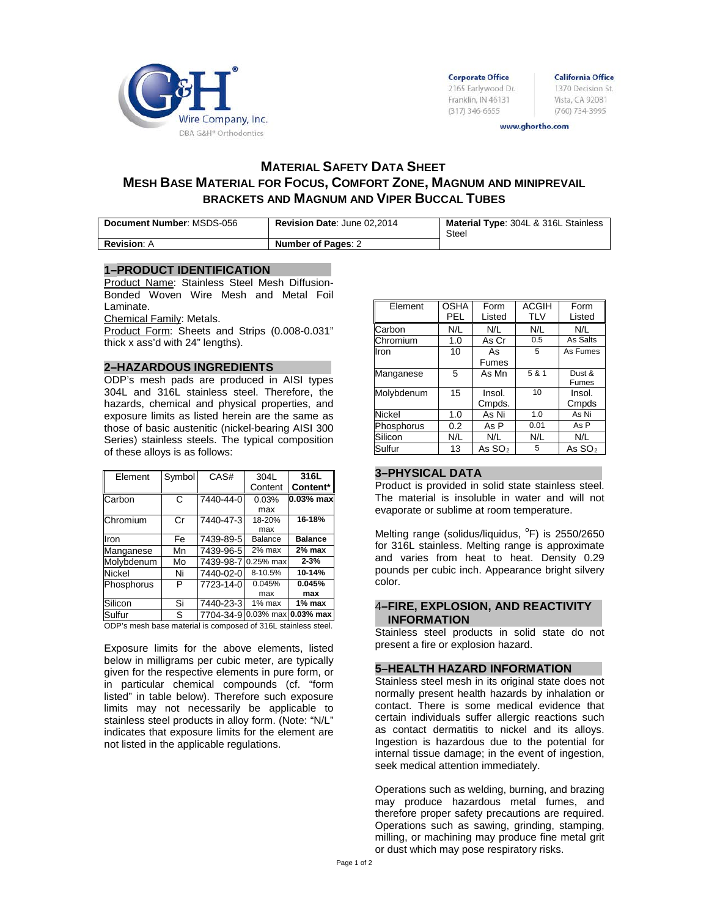G&H® Wire Company, Inc.
DBA G&H® Orthodontics

**Corporate Office**
2165 Earlywood Dr.
Franklin, IN 46131
(317) 346-6655

**California Office**
1370 Decision St.
Vista, CA 92081
(760) 734-3995

www.ghortho.com

# MATERIAL SAFETY DATA SHEET
# MESH BASE MATERIAL FOR FOCUS, COMFORT ZONE, MAGNUM AND MINIPREVAIL BRACKETS AND MAGNUM AND VIPER BUCCAL TUBES

| **Document Number**: MSDS-056 | **Revision Date**: June 02,2014 | **Material Type**: 304L & 316L Stainless Steel |
|---|---|---|
| **Revision**: A | **Number of Pages**: 2 | |

## 1–PRODUCT IDENTIFICATION

Product Name: Stainless Steel Mesh Diffusion-Bonded Woven Wire Mesh and Metal Foil Laminate.

Chemical Family: Metals.

Product Form: Sheets and Strips (0.008-0.031" thick x ass'd with 24" lengths).

## 2–HAZARDOUS INGREDIENTS

ODP's mesh pads are produced in AISI types 304L and 316L stainless steel. Therefore, the hazards, chemical and physical properties, and exposure limits as listed herein are the same as those of basic austenitic (nickel-bearing AISI 300 Series) stainless steels. The typical composition of these alloys is as follows:

| Element | Symbol | CAS# | 304L Content | **316L Content*** |
|---|---|---|---|---|
| Carbon | C | 7440-44-0 | 0.03% max | **0.03% max** |
| Chromium | Cr | 7440-47-3 | 18-20% max | **16-18%** |
| Iron | Fe | 7439-89-5 | Balance | **Balance** |
| Manganese | Mn | 7439-96-5 | 2% max | **2% max** |
| Molybdenum | Mo | 7439-98-7 | 0.25% max | **2-3%** |
| Nickel | Ni | 7440-02-0 | 8-10.5% | **10-14%** |
| Phosphorus | P | 7723-14-0 | 0.045% max | **0.045% max** |
| Silicon | Si | 7440-23-3 | 1% max | **1% max** |
| Sulfur | S | 7704-34-9 | 0.03% max | **0.03% max** |

ODP's mesh base material is composed of 316L stainless steel.

Exposure limits for the above elements, listed below in milligrams per cubic meter, are typically given for the respective elements in pure form, or in particular chemical compounds (cf. "form listed" in table below). Therefore such exposure limits may not necessarily be applicable to stainless steel products in alloy form. (Note: "N/L" indicates that exposure limits for the element are not listed in the applicable regulations.

| Element | OSHA PEL | Form Listed | ACGIH TLV | Form Listed |
|---|---|---|---|---|
| Carbon | N/L | N/L | N/L | N/L |
| Chromium | 1.0 | As Cr | 0.5 | As Salts |
| Iron | 10 | As Fumes | 5 | As Fumes |
| Manganese | 5 | As Mn | 5 & 1 | Dust & Fumes |
| Molybdenum | 15 | Insol. Cmpds. | 10 | Insol. Cmpds |
| Nickel | 1.0 | As Ni | 1.0 | As Ni |
| Phosphorus | 0.2 | As P | 0.01 | As P |
| Silicon | N/L | N/L | N/L | N/L |
| Sulfur | 13 | As $SO_2$ | 5 | As $SO_2$ |

## 3–PHYSICAL DATA

Product is provided in solid state stainless steel. The material is insoluble in water and will not evaporate or sublime at room temperature.

Melting range (solidus/liquidus, $^{o}$F) is 2550/2650 for 316L stainless. Melting range is approximate and varies from heat to heat. Density 0.29 pounds per cubic inch. Appearance bright silvery color.

## 4–FIRE, EXPLOSION, AND REACTIVITY INFORMATION

Stainless steel products in solid state do not present a fire or explosion hazard.

## 5–HEALTH HAZARD INFORMATION

Stainless steel mesh in its original state does not normally present health hazards by inhalation or contact. There is some medical evidence that certain individuals suffer allergic reactions such as contact dermatitis to nickel and its alloys. Ingestion is hazardous due to the potential for internal tissue damage; in the event of ingestion, seek medical attention immediately.

Operations such as welding, burning, and brazing may produce hazardous metal fumes, and therefore proper safety precautions are required. Operations such as sawing, grinding, stamping, milling, or machining may produce fine metal grit or dust which may pose respiratory risks.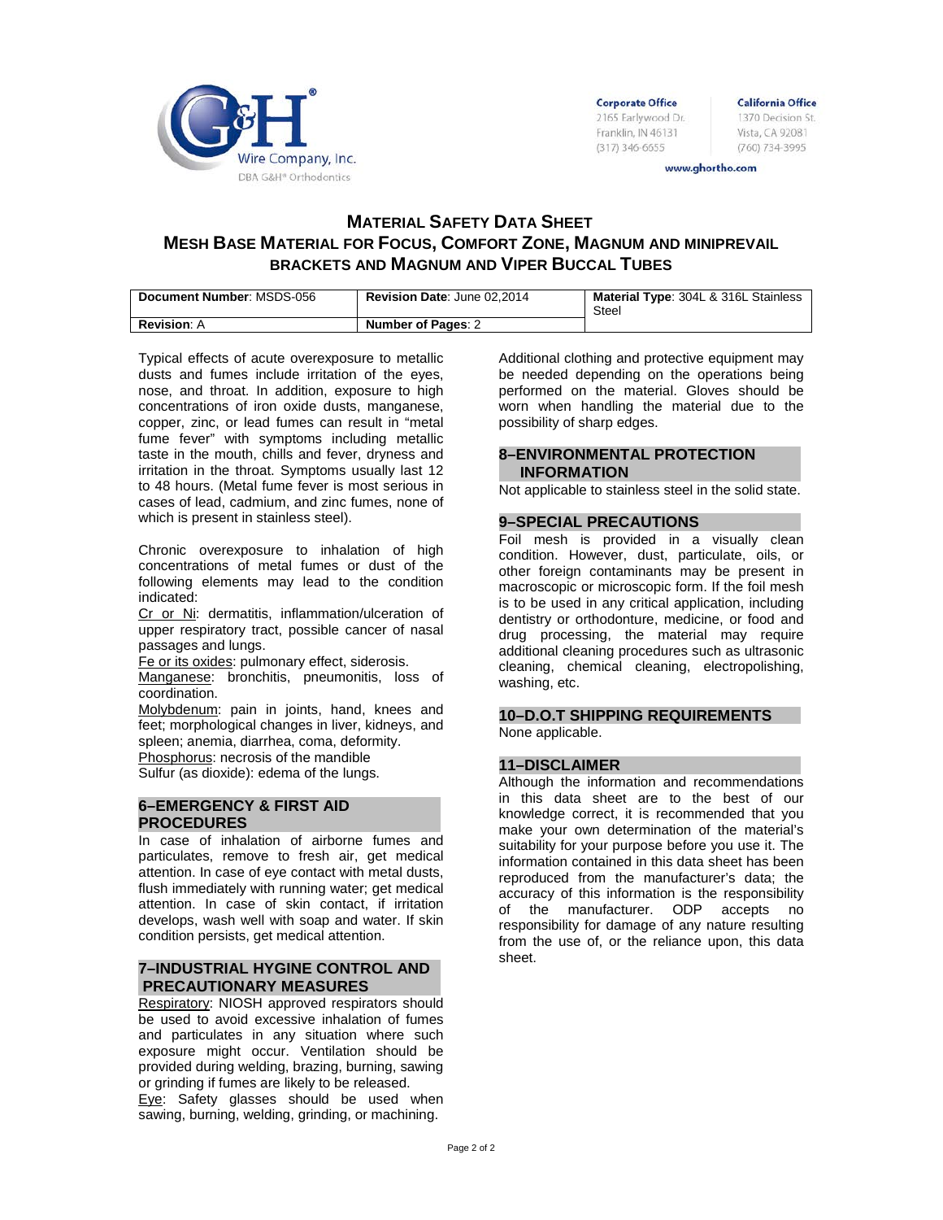**Corporate Office**
2165 Earlywood Dr.
Franklin, IN 46131
(317) 346-6655

**California Office**
1370 Decision St.
Vista, CA 92081
(760) 734-3995

www.ghortho.com

G&H® Wire Company, Inc.
DBA G&H® Orthodontics

# MATERIAL SAFETY DATA SHEET
## MESH BASE MATERIAL FOR FOCUS, COMFORT ZONE, MAGNUM AND MINIPREVAIL BRACKETS AND MAGNUM AND VIPER BUCCAL TUBES

| | | |
|---|---|---|
| **Document Number**: MSDS-056 | **Revision Date**: June 02,2014 | **Material Type**: 304L & 316L Stainless Steel |
| **Revision**: A | **Number of Pages**: 2 | |

Typical effects of acute overexposure to metallic dusts and fumes include irritation of the eyes, nose, and throat. In addition, exposure to high concentrations of iron oxide dusts, manganese, copper, zinc, or lead fumes can result in "metal fume fever" with symptoms including metallic taste in the mouth, chills and fever, dryness and irritation in the throat. Symptoms usually last 12 to 48 hours. (Metal fume fever is most serious in cases of lead, cadmium, and zinc fumes, none of which is present in stainless steel).

Chronic overexposure to inhalation of high concentrations of metal fumes or dust of the following elements may lead to the condition indicated:

Cr or Ni: dermatitis, inflammation/ulceration of upper respiratory tract, possible cancer of nasal passages and lungs.

Fe or its oxides: pulmonary effect, siderosis.

Manganese: bronchitis, pneumonitis, loss of coordination.

Molybdenum: pain in joints, hand, knees and feet; morphological changes in liver, kidneys, and spleen; anemia, diarrhea, coma, deformity.

Phosphorus: necrosis of the mandible

Sulfur (as dioxide): edema of the lungs.

### 6–EMERGENCY & FIRST AID PROCEDURES

In case of inhalation of airborne fumes and particulates, remove to fresh air, get medical attention. In case of eye contact with metal dusts, flush immediately with running water; get medical attention. In case of skin contact, if irritation develops, wash well with soap and water. If skin condition persists, get medical attention.

### 7–INDUSTRIAL HYGINE CONTROL AND PRECAUTIONARY MEASURES

Respiratory: NIOSH approved respirators should be used to avoid excessive inhalation of fumes and particulates in any situation where such exposure might occur. Ventilation should be provided during welding, brazing, burning, sawing or grinding if fumes are likely to be released.

Eye: Safety glasses should be used when sawing, burning, welding, grinding, or machining.

Additional clothing and protective equipment may be needed depending on the operations being performed on the material. Gloves should be worn when handling the material due to the possibility of sharp edges.

### 8–ENVIRONMENTAL PROTECTION INFORMATION

Not applicable to stainless steel in the solid state.

### 9–SPECIAL PRECAUTIONS

Foil mesh is provided in a visually clean condition. However, dust, particulate, oils, or other foreign contaminants may be present in macroscopic or microscopic form. If the foil mesh is to be used in any critical application, including dentistry or orthodonture, medicine, or food and drug processing, the material may require additional cleaning procedures such as ultrasonic cleaning, chemical cleaning, electropolishing, washing, etc.

### 10–D.O.T SHIPPING REQUIREMENTS

None applicable.

### 11–DISCLAIMER

Although the information and recommendations in this data sheet are to the best of our knowledge correct, it is recommended that you make your own determination of the material's suitability for your purpose before you use it. The information contained in this data sheet has been reproduced from the manufacturer's data; the accuracy of this information is the responsibility of the manufacturer. ODP accepts no responsibility for damage of any nature resulting from the use of, or the reliance upon, this data sheet.